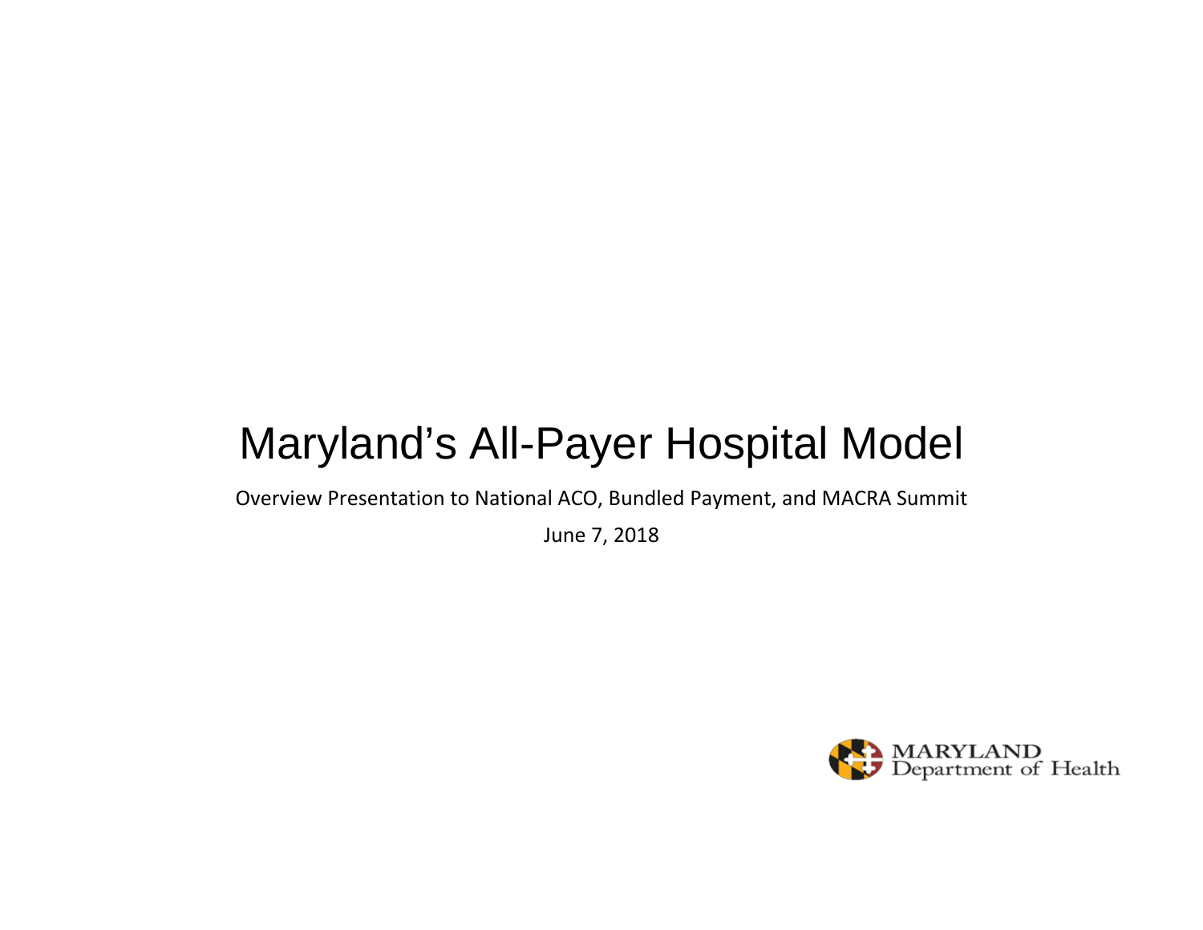# Maryland's All-Payer Hospital Model

Overview Presentation to National ACO, Bundled Payment, and MACRA Summit

June 7, 2018

MARYLAND
Department of Health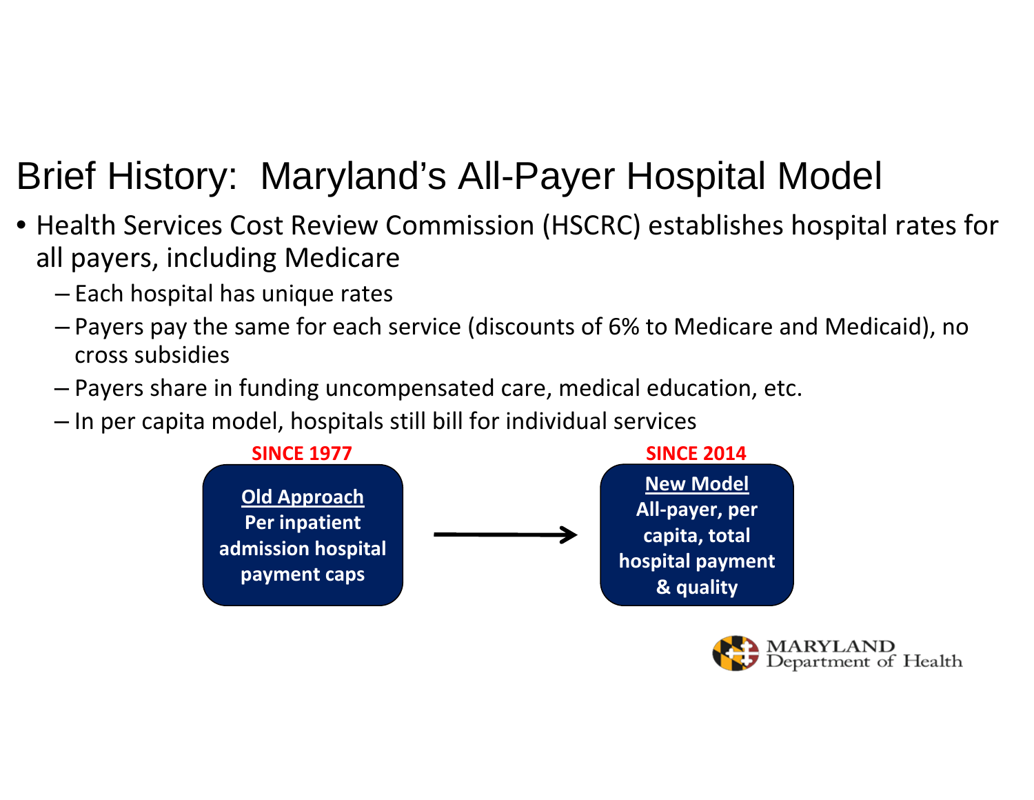# Brief History: Maryland's All-Payer Hospital Model

- Health Services Cost Review Commission (HSCRC) establishes hospital rates for all payers, including Medicare
  - Each hospital has unique rates
  - Payers pay the same for each service (discounts of 6% to Medicare and Medicaid), no cross subsidies
  - Payers share in funding uncompensated care, medical education, etc.
  - In per capita model, hospitals still bill for individual services

**SINCE 1977**

**Old Approach**
**Per inpatient admission hospital payment caps**

→

**SINCE 2014**

**New Model**
**All-payer, per capita, total hospital payment & quality**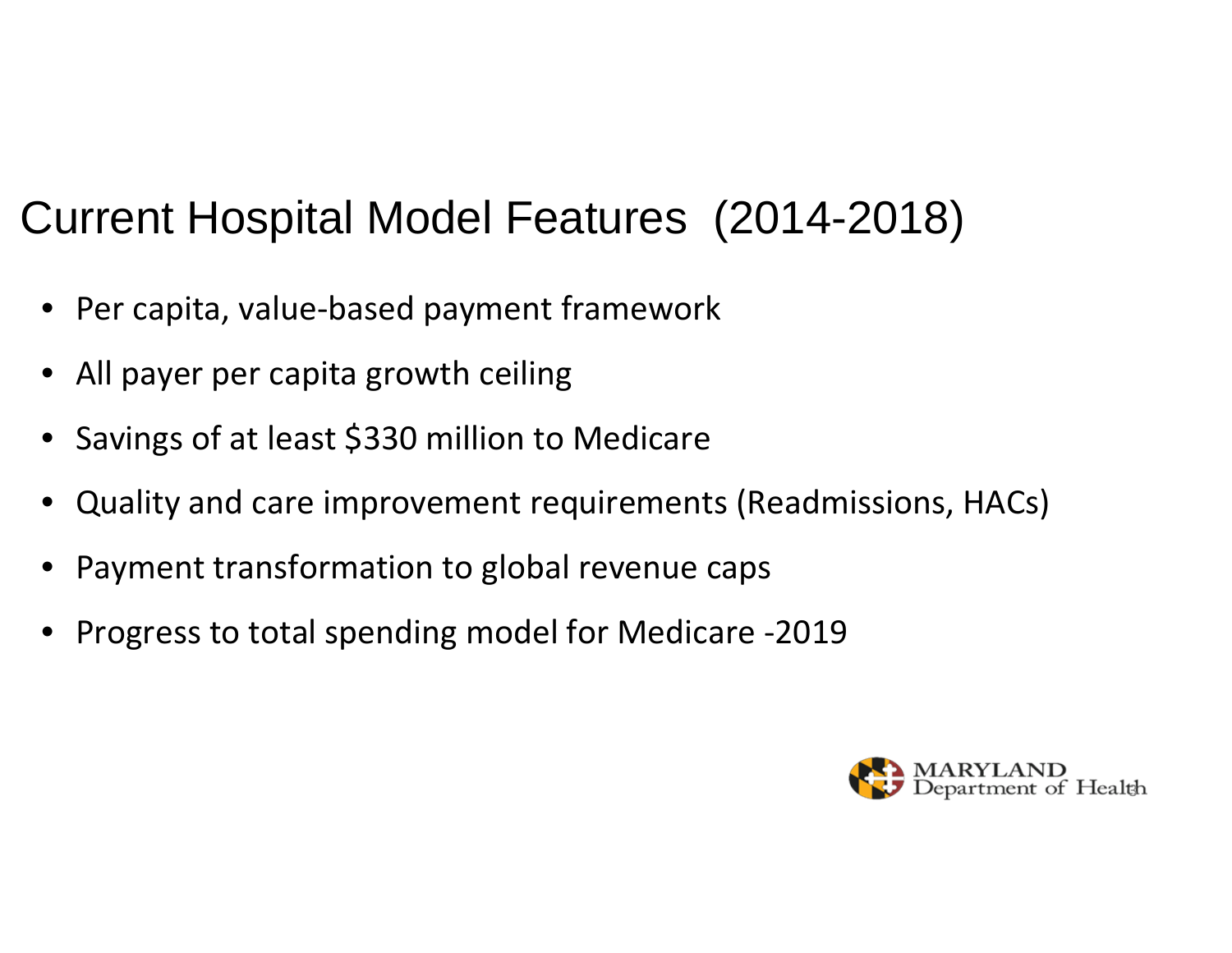# Current Hospital Model Features (2014-2018)

- Per capita, value-based payment framework
- All payer per capita growth ceiling
- Savings of at least $330 million to Medicare
- Quality and care improvement requirements (Readmissions, HACs)
- Payment transformation to global revenue caps
- Progress to total spending model for Medicare -2019

MARYLAND Department of Health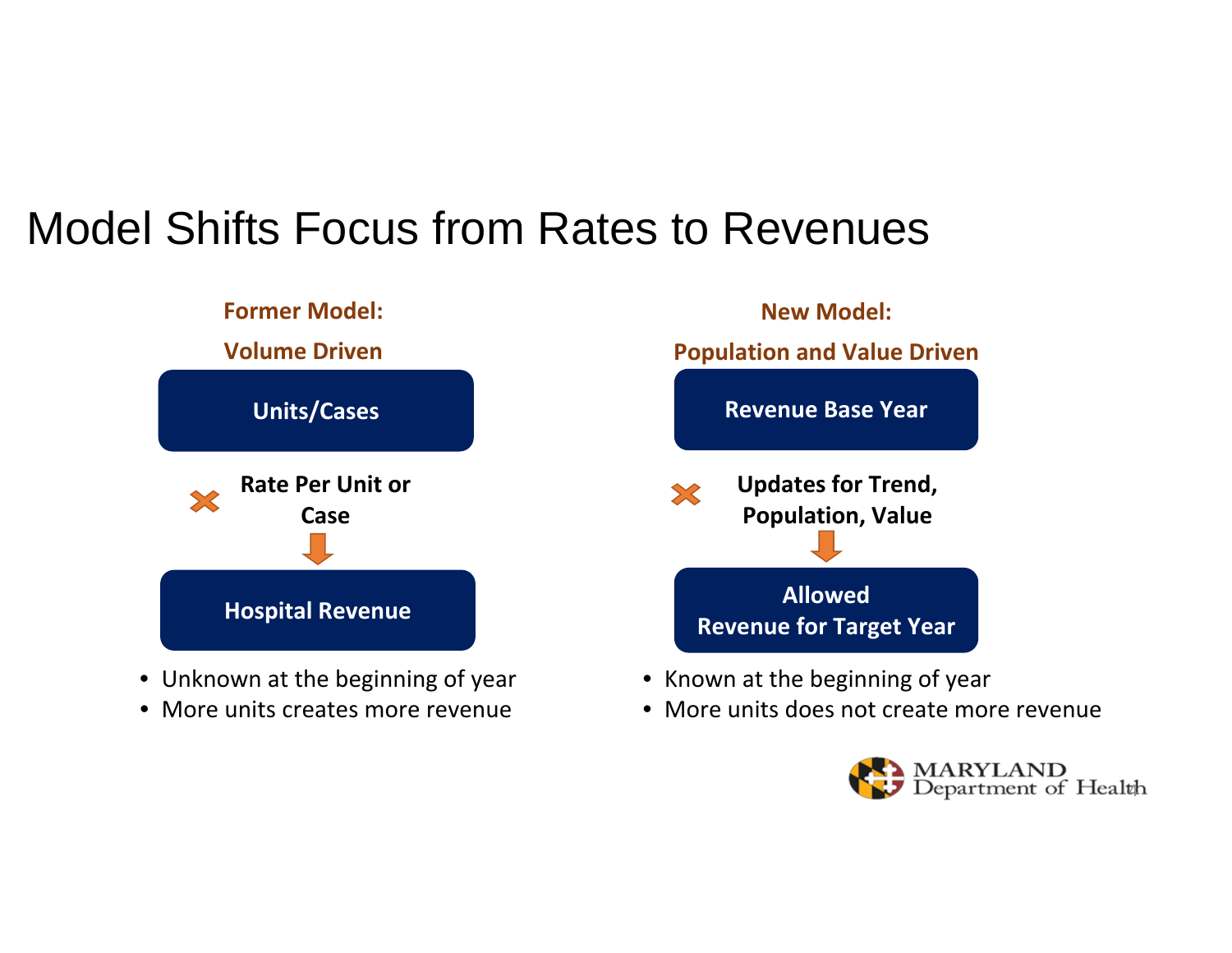# Model Shifts Focus from Rates to Revenues

## Former Model: Volume Driven

**Units/Cases**

× **Rate Per Unit or Case**

↓

**Hospital Revenue**

- Unknown at the beginning of year
- More units creates more revenue

## New Model: Population and Value Driven

**Revenue Base Year**

× **Updates for Trend, Population, Value**

↓

**Allowed Revenue for Target Year**

- Known at the beginning of year
- More units does not create more revenue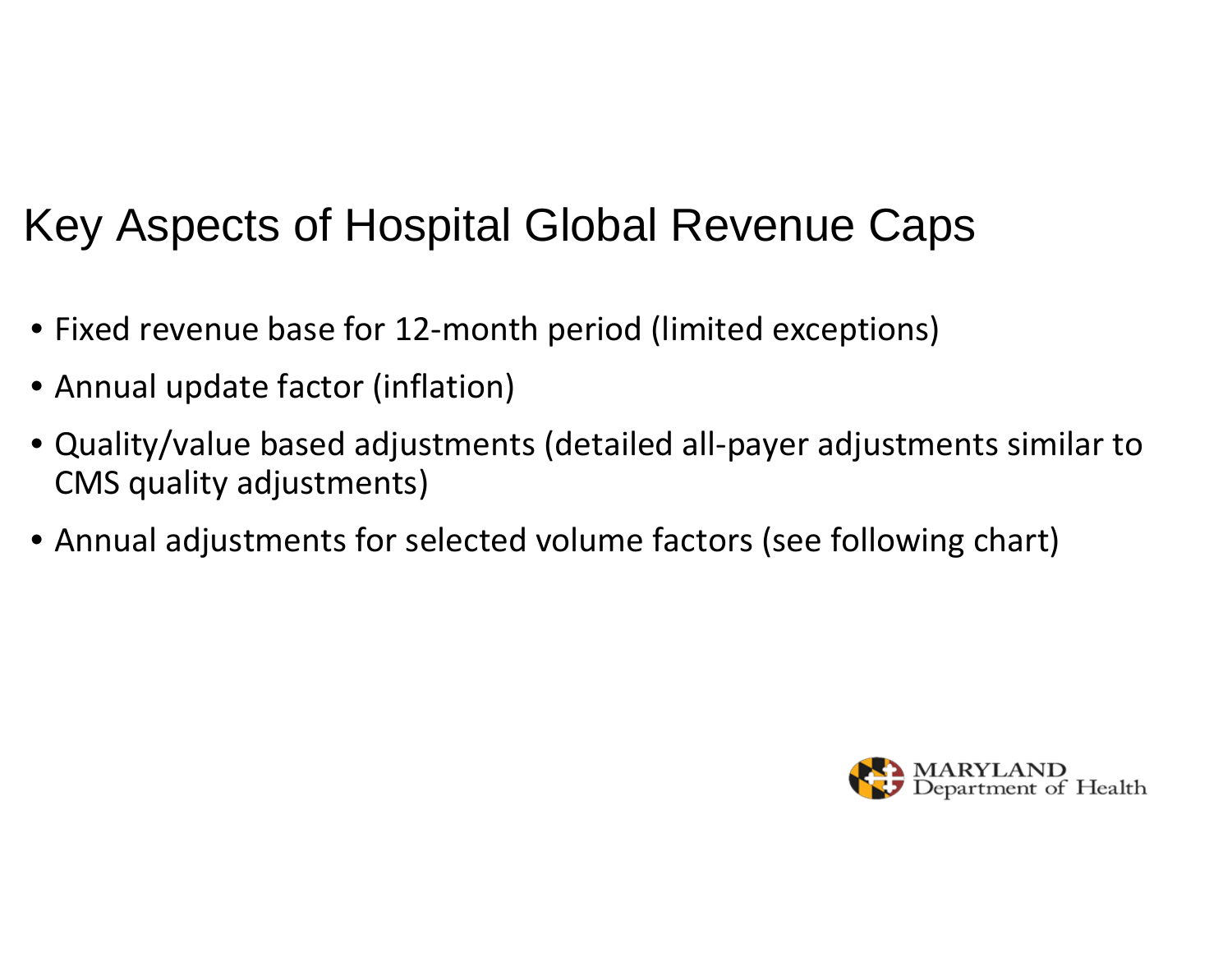# Key Aspects of Hospital Global Revenue Caps

- Fixed revenue base for 12-month period (limited exceptions)
- Annual update factor (inflation)
- Quality/value based adjustments (detailed all-payer adjustments similar to CMS quality adjustments)
- Annual adjustments for selected volume factors (see following chart)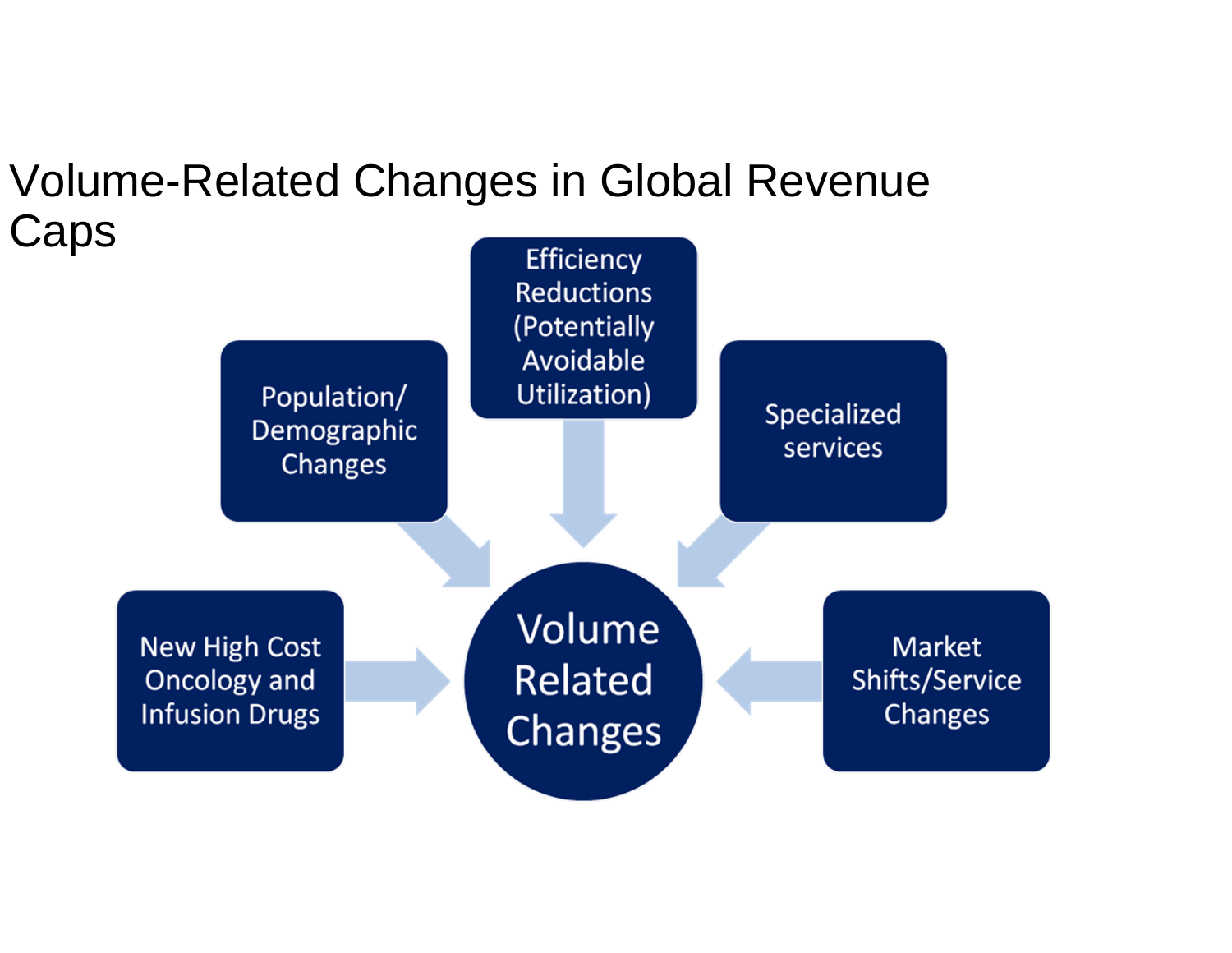# Volume-Related Changes in Global Revenue Caps

- Population/ Demographic Changes
- Efficiency Reductions (Potentially Avoidable Utilization)
- Specialized services
- New High Cost Oncology and Infusion Drugs
- Market Shifts/Service Changes

**Volume Related Changes**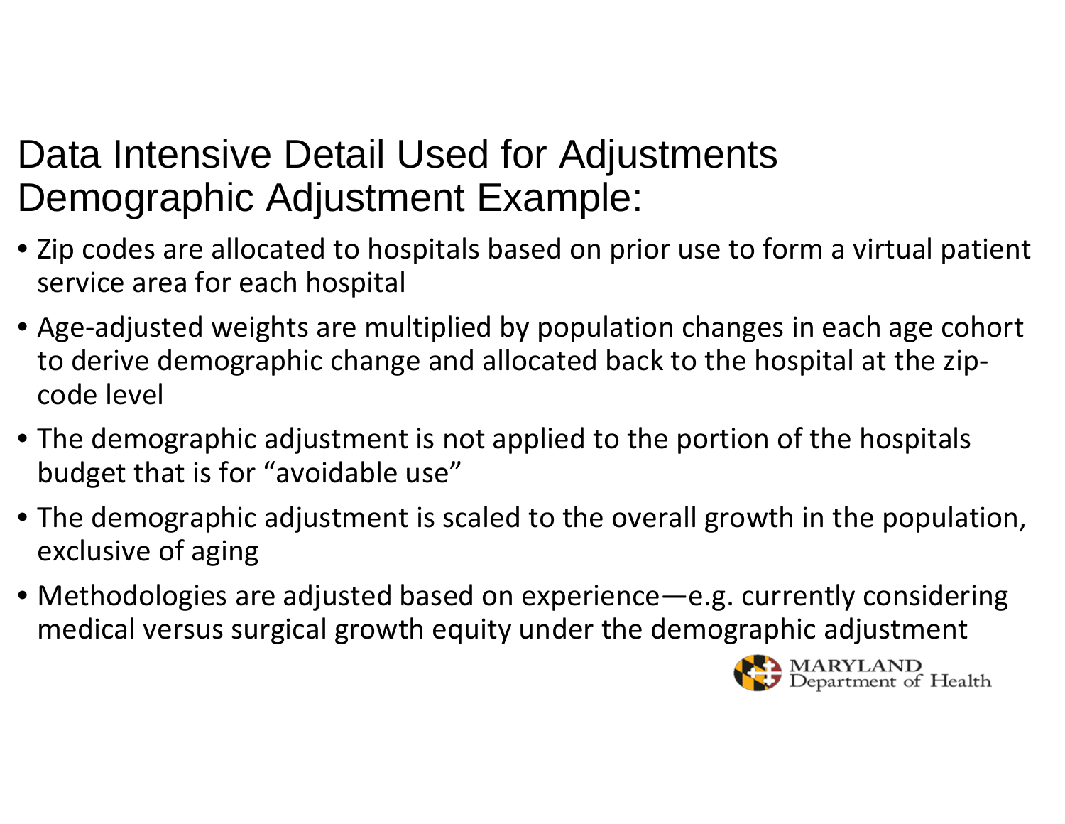# Data Intensive Detail Used for Adjustments
# Demographic Adjustment Example:

- Zip codes are allocated to hospitals based on prior use to form a virtual patient service area for each hospital
- Age-adjusted weights are multiplied by population changes in each age cohort to derive demographic change and allocated back to the hospital at the zip-code level
- The demographic adjustment is not applied to the portion of the hospitals budget that is for "avoidable use"
- The demographic adjustment is scaled to the overall growth in the population, exclusive of aging
- Methodologies are adjusted based on experience—e.g. currently considering medical versus surgical growth equity under the demographic adjustment

MARYLAND Department of Health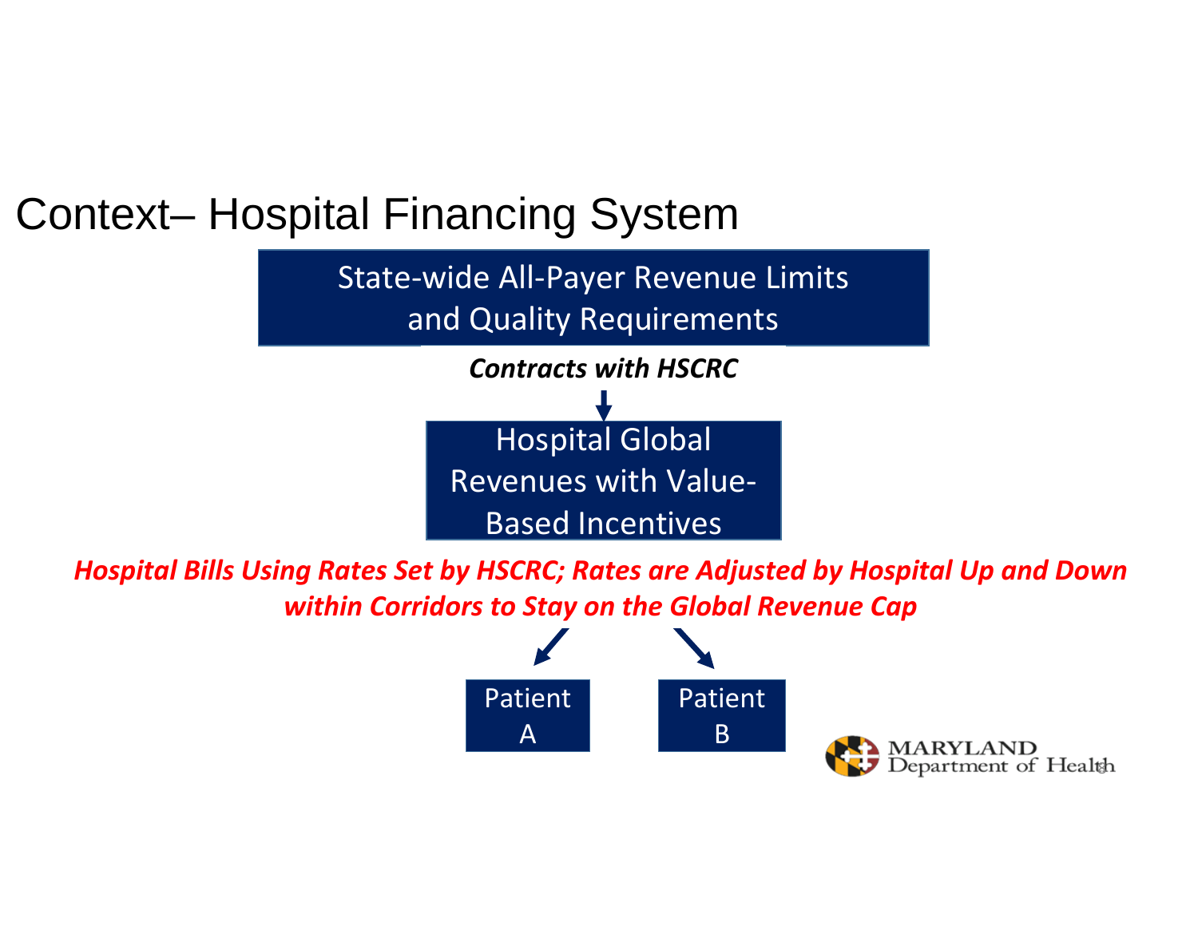# Context– Hospital Financing System

State-wide All-Payer Revenue Limits and Quality Requirements

***Contracts with HSCRC***

Hospital Global Revenues with Value-Based Incentives

***Hospital Bills Using Rates Set by HSCRC; Rates are Adjusted by Hospital Up and Down within Corridors to Stay on the Global Revenue Cap***

Patient A

Patient B

MARYLAND Department of Health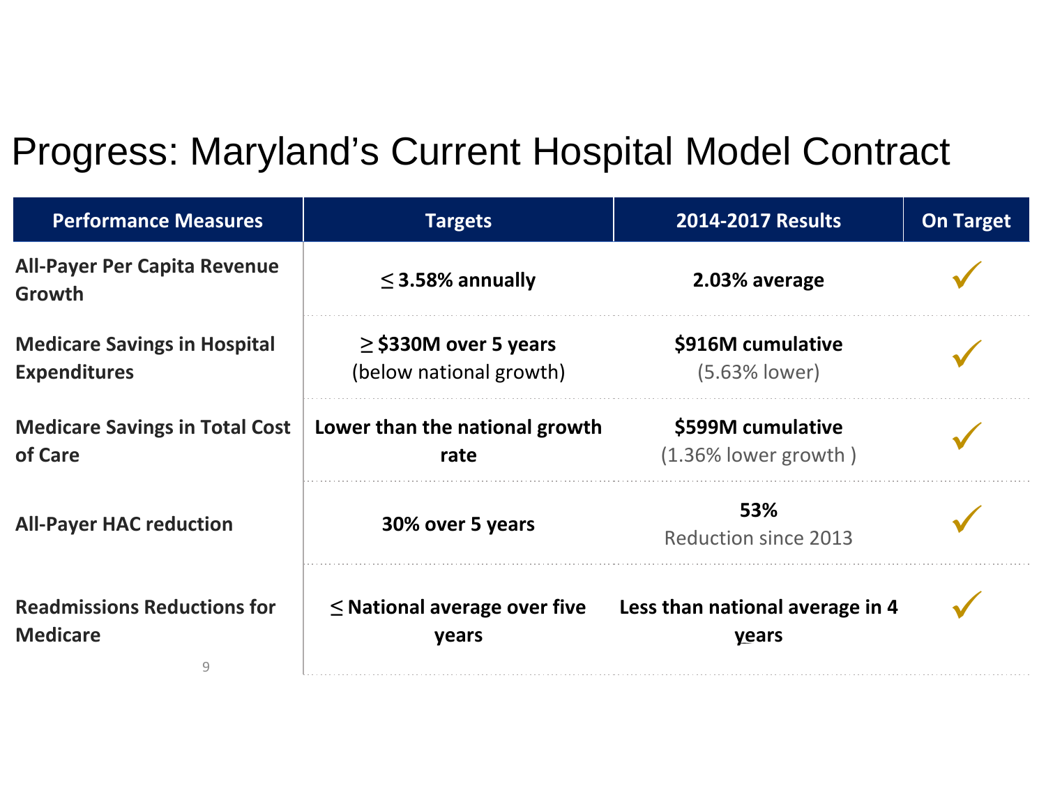# Progress: Maryland's Current Hospital Model Contract

| Performance Measures | Targets | 2014-2017 Results | On Target |
|---|---|---|---|
| **All-Payer Per Capita Revenue Growth** | **≤ 3.58% annually** | **2.03% average** | ✓ |
| **Medicare Savings in Hospital Expenditures** | **≥ $330M over 5 years** (below national growth) | **$916M cumulative** (5.63% lower) | ✓ |
| **Medicare Savings in Total Cost of Care** | **Lower than the national growth rate** | **$599M cumulative** (1.36% lower growth ) | ✓ |
| **All-Payer HAC reduction** | **30% over 5 years** | **53%** Reduction since 2013 | ✓ |
| **Readmissions Reductions for Medicare** | **≤ National average over five years** | **Less than national average in 4 years** | ✓ |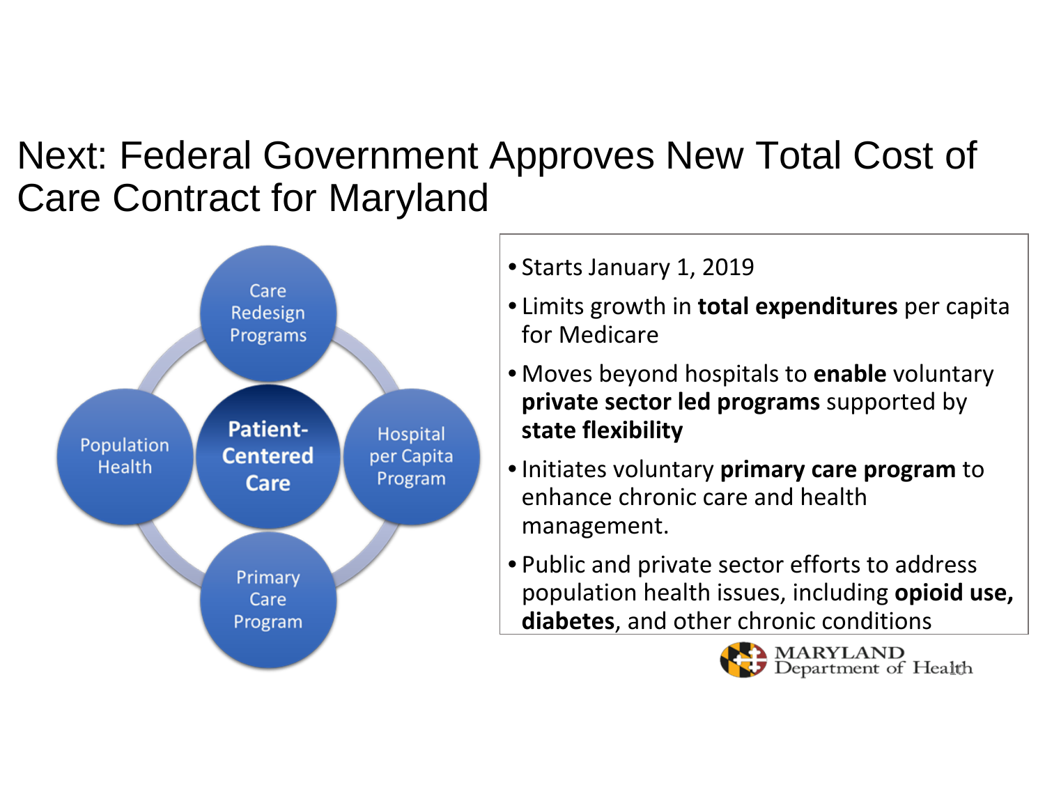# Next: Federal Government Approves New Total Cost of Care Contract for Maryland

Care Redesign Programs

Population Health

Patient-Centered Care

Hospital per Capita Program

Primary Care Program

- Starts January 1, 2019
- Limits growth in **total expenditures** per capita for Medicare
- Moves beyond hospitals to **enable** voluntary **private sector led programs** supported by **state flexibility**
- Initiates voluntary **primary care program** to enhance chronic care and health management.
- Public and private sector efforts to address population health issues, including **opioid use, diabetes**, and other chronic conditions

MARYLAND Department of Health